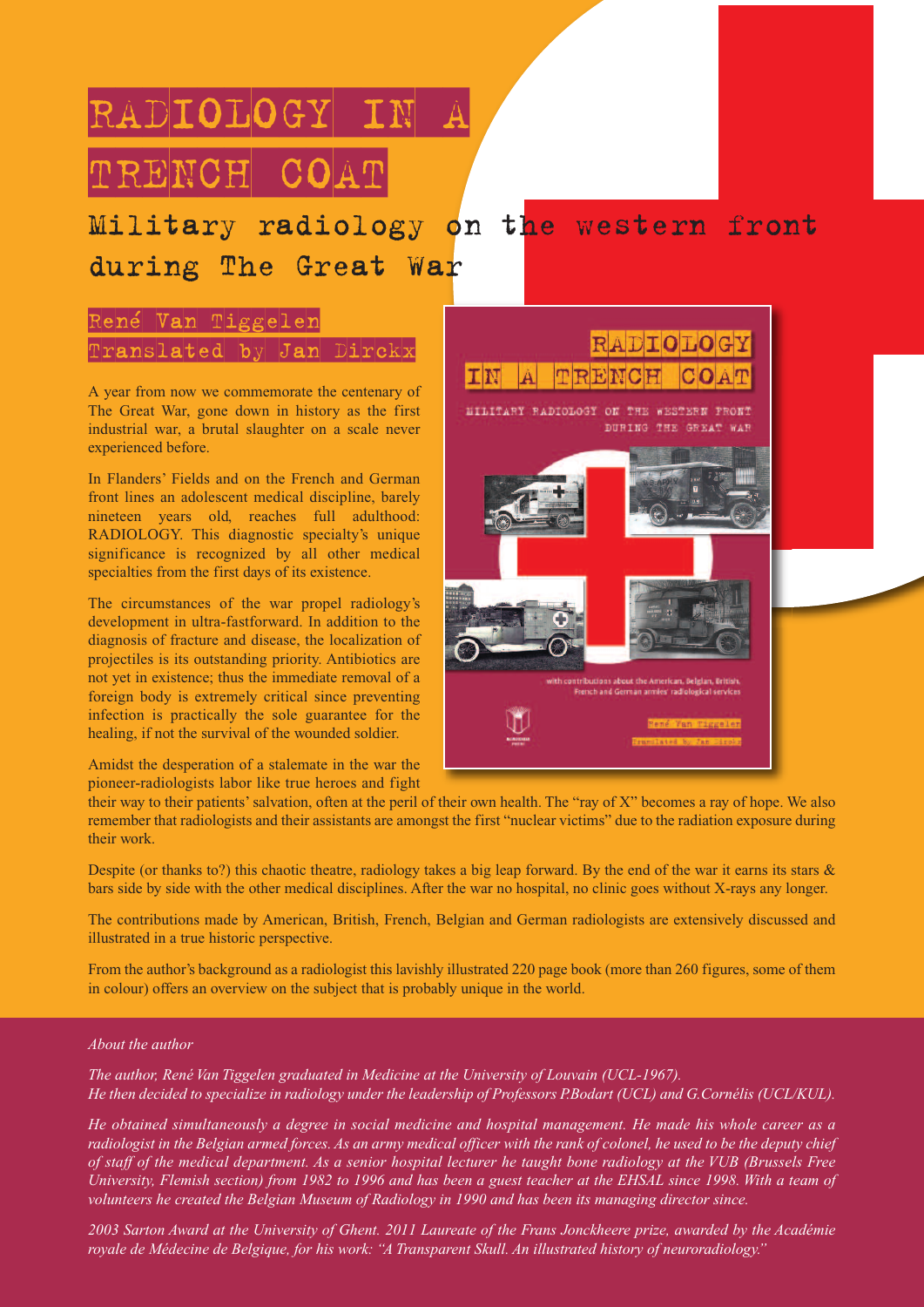# RADIOLOGY IN A TRENCH COAT

## Military radiology on the western front during The Great War

**René Van Tiggelen**
**Translated by Jan Dirckx**

A year from now we commemorate the centenary of The Great War, gone down in history as the first industrial war, a brutal slaughter on a scale never experienced before.

In Flanders' Fields and on the French and German front lines an adolescent medical discipline, barely nineteen years old, reaches full adulthood: RADIOLOGY. This diagnostic specialty's unique significance is recognized by all other medical specialties from the first days of its existence.

The circumstances of the war propel radiology's development in ultra-fastforward. In addition to the diagnosis of fracture and disease, the localization of projectiles is its outstanding priority. Antibiotics are not yet in existence; thus the immediate removal of a foreign body is extremely critical since preventing infection is practically the sole guarantee for the healing, if not the survival of the wounded soldier.

Amidst the desperation of a stalemate in the war the pioneer-radiologists labor like true heroes and fight their way to their patients' salvation, often at the peril of their own health. The "ray of X" becomes a ray of hope. We also remember that radiologists and their assistants are amongst the first "nuclear victims" due to the radiation exposure during their work.

Despite (or thanks to?) this chaotic theatre, radiology takes a big leap forward. By the end of the war it earns its stars & bars side by side with the other medical disciplines. After the war no hospital, no clinic goes without X-rays any longer.

The contributions made by American, British, French, Belgian and German radiologists are extensively discussed and illustrated in a true historic perspective.

From the author's background as a radiologist this lavishly illustrated 220 page book (more than 260 figures, some of them in colour) offers an overview on the subject that is probably unique in the world.

*About the author*

*The author, René Van Tiggelen graduated in Medicine at the University of Louvain (UCL-1967). He then decided to specialize in radiology under the leadership of Professors P.Bodart (UCL) and G.Cornélis (UCL/KUL).*

*He obtained simultaneously a degree in social medicine and hospital management. He made his whole career as a radiologist in the Belgian armed forces. As an army medical officer with the rank of colonel, he used to be the deputy chief of staff of the medical department. As a senior hospital lecturer he taught bone radiology at the VUB (Brussels Free University, Flemish section) from 1982 to 1996 and has been a guest teacher at the EHSAL since 1998. With a team of volunteers he created the Belgian Museum of Radiology in 1990 and has been its managing director since.*

*2003 Sarton Award at the University of Ghent. 2011 Laureate of the Frans Jonckheere prize, awarded by the Académie royale de Médecine de Belgique, for his work: "A Transparent Skull. An illustrated history of neuroradiology."*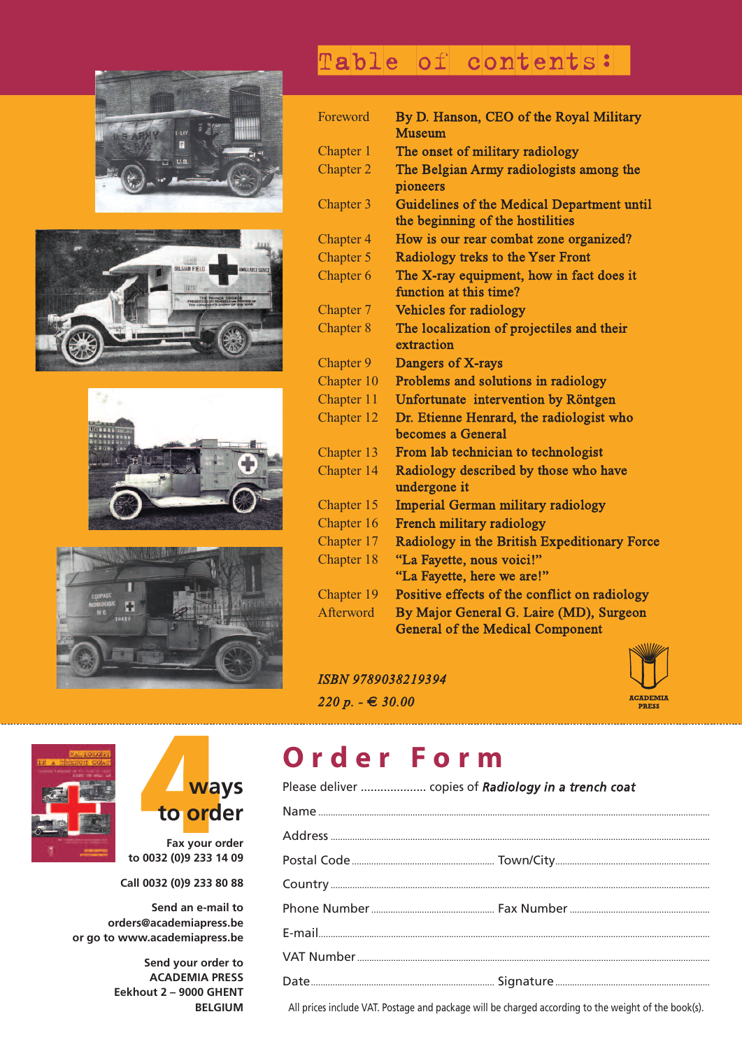# Table of contents:

| | |
|---|---|
| Foreword | By D. Hanson, CEO of the Royal Military Museum |
| Chapter 1 | The onset of military radiology |
| Chapter 2 | The Belgian Army radiologists among the pioneers |
| Chapter 3 | Guidelines of the Medical Department until the beginning of the hostilities |
| Chapter 4 | How is our rear combat zone organized? |
| Chapter 5 | Radiology treks to the Yser Front |
| Chapter 6 | The X-ray equipment, how in fact does it function at this time? |
| Chapter 7 | Vehicles for radiology |
| Chapter 8 | The localization of projectiles and their extraction |
| Chapter 9 | Dangers of X-rays |
| Chapter 10 | Problems and solutions in radiology |
| Chapter 11 | Unfortunate intervention by Röntgen |
| Chapter 12 | Dr. Etienne Henrard, the radiologist who becomes a General |
| Chapter 13 | From lab technician to technologist |
| Chapter 14 | Radiology described by those who have undergone it |
| Chapter 15 | Imperial German military radiology |
| Chapter 16 | French military radiology |
| Chapter 17 | Radiology in the British Expeditionary Force |
| Chapter 18 | "La Fayette, nous voici!" "La Fayette, here we are!" |
| Chapter 19 | Positive effects of the conflict on radiology |
| Afterword | By Major General G. Laire (MD), Surgeon General of the Medical Component |

*ISBN 9789038219394*

*220 p. - € 30.00*

ACADEMIA PRESS

## 4 ways to order

**Fax your order to 0032 (0)9 233 14 09**

**Call 0032 (0)9 233 80 88**

**Send an e-mail to orders@academiapress.be or go to www.academiapress.be**

**Send your order to ACADEMIA PRESS Eekhout 2 – 9000 GHENT BELGIUM**

# Order Form

Please deliver .................... copies of ***Radiology in a trench coat***

Name ..........

Address ..........

Postal Code .......... Town/City ..........

Country ..........

Phone Number .......... Fax Number ..........

E-mail ..........

VAT Number ..........

Date .......... Signature ..........

All prices include VAT. Postage and package will be charged according to the weight of the book(s).